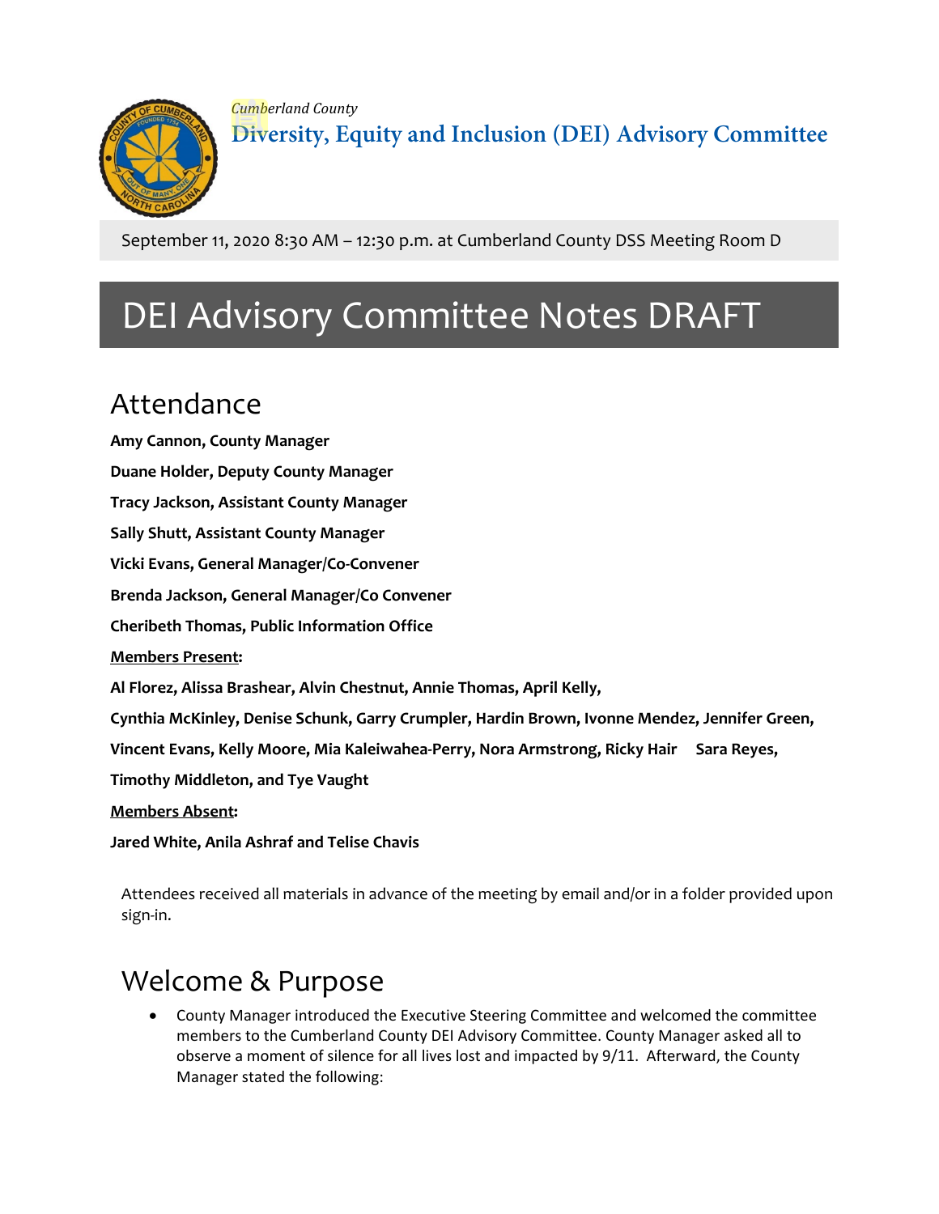*Cumberland County*

**Diversity, Equity and Inclusion (DEI) Advisory Committee**

September 11, 2020 8:30 AM – 12:30 p.m. at Cumberland County DSS Meeting Room D

# DEI Advisory Committee Notes DRAFT

## Attendance

**Amy Cannon, County Manager**

**Duane Holder, Deputy County Manager**

**Tracy Jackson, Assistant County Manager**

**Sally Shutt, Assistant County Manager**

**Vicki Evans, General Manager/Co-Convener**

**Brenda Jackson, General Manager/Co Convener**

**Cheribeth Thomas, Public Information Office**

**Members Present:**

**Al Florez, Alissa Brashear, Alvin Chestnut, Annie Thomas, April Kelly,**

**Cynthia McKinley, Denise Schunk, Garry Crumpler, Hardin Brown, Ivonne Mendez, Jennifer Green,**

**Vincent Evans, Kelly Moore, Mia Kaleiwahea-Perry, Nora Armstrong, Ricky Hair Sara Reyes,**

**Timothy Middleton, and Tye Vaught**

**Members Absent:**

**Jared White, Anila Ashraf and Telise Chavis**

Attendees received all materials in advance of the meeting by email and/or in a folder provided upon sign-in.

## Welcome & Purpose

- County Manager introduced the Executive Steering Committee and welcomed the committee members to the Cumberland County DEI Advisory Committee. County Manager asked all to observe a moment of silence for all lives lost and impacted by 9/11. Afterward, the County Manager stated the following: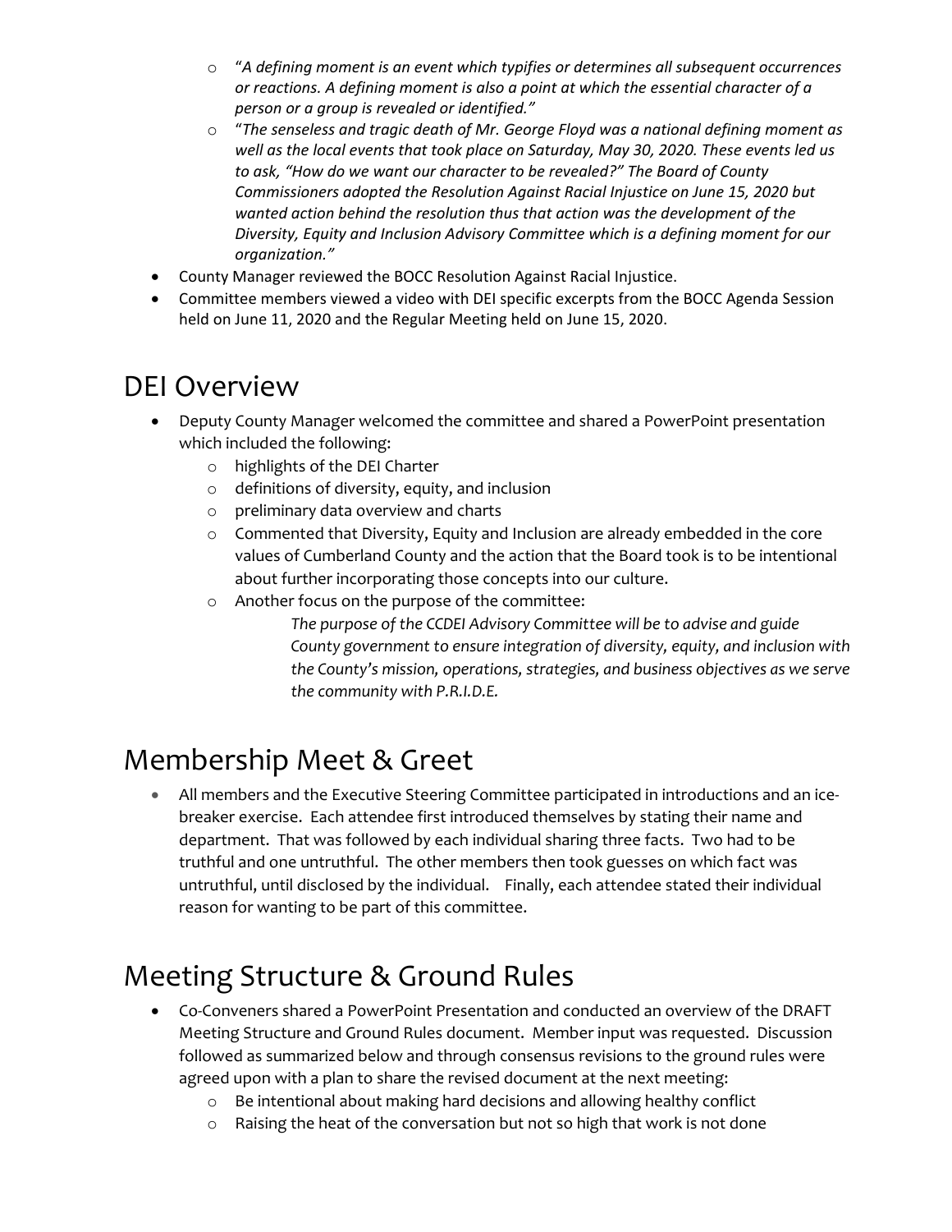- "*A defining moment is an event which typifies or determines all subsequent occurrences or reactions. A defining moment is also a point at which the essential character of a person or a group is revealed or identified.*"
  - "*The senseless and tragic death of Mr. George Floyd was a national defining moment as well as the local events that took place on Saturday, May 30, 2020. These events led us to ask, "How do we want our character to be revealed?" The Board of County Commissioners adopted the Resolution Against Racial Injustice on June 15, 2020 but wanted action behind the resolution thus that action was the development of the Diversity, Equity and Inclusion Advisory Committee which is a defining moment for our organization.*"
- County Manager reviewed the BOCC Resolution Against Racial Injustice.
- Committee members viewed a video with DEI specific excerpts from the BOCC Agenda Session held on June 11, 2020 and the Regular Meeting held on June 15, 2020.

# DEI Overview

- Deputy County Manager welcomed the committee and shared a PowerPoint presentation which included the following:
  - highlights of the DEI Charter
  - definitions of diversity, equity, and inclusion
  - preliminary data overview and charts
  - Commented that Diversity, Equity and Inclusion are already embedded in the core values of Cumberland County and the action that the Board took is to be intentional about further incorporating those concepts into our culture.
  - Another focus on the purpose of the committee:

    *The purpose of the CCDEI Advisory Committee will be to advise and guide County government to ensure integration of diversity, equity, and inclusion with the County's mission, operations, strategies, and business objectives as we serve the community with P.R.I.D.E.*

# Membership Meet & Greet

- All members and the Executive Steering Committee participated in introductions and an ice-breaker exercise. Each attendee first introduced themselves by stating their name and department. That was followed by each individual sharing three facts. Two had to be truthful and one untruthful. The other members then took guesses on which fact was untruthful, until disclosed by the individual. Finally, each attendee stated their individual reason for wanting to be part of this committee.

# Meeting Structure & Ground Rules

- Co-Conveners shared a PowerPoint Presentation and conducted an overview of the DRAFT Meeting Structure and Ground Rules document. Member input was requested. Discussion followed as summarized below and through consensus revisions to the ground rules were agreed upon with a plan to share the revised document at the next meeting:
  - Be intentional about making hard decisions and allowing healthy conflict
  - Raising the heat of the conversation but not so high that work is not done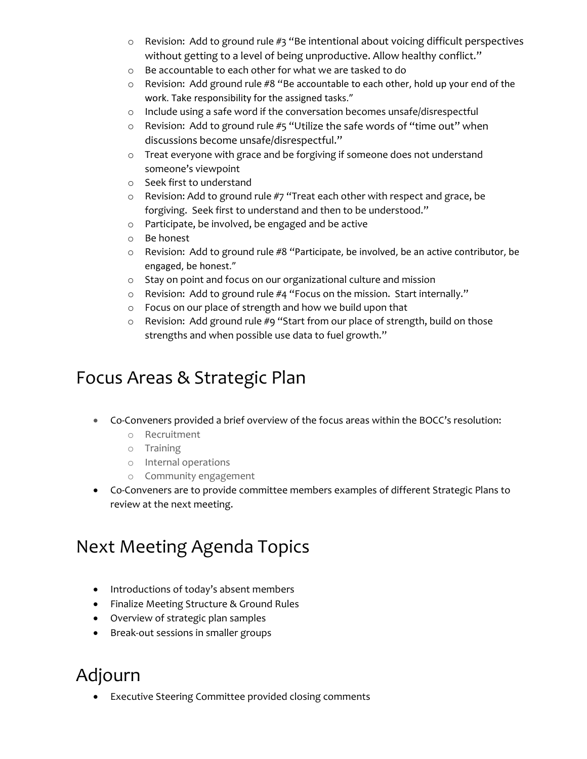- Revision: Add to ground rule #3 "Be intentional about voicing difficult perspectives without getting to a level of being unproductive. Allow healthy conflict."
- Be accountable to each other for what we are tasked to do
- Revision: Add ground rule #8 "Be accountable to each other, hold up your end of the work. Take responsibility for the assigned tasks."
- Include using a safe word if the conversation becomes unsafe/disrespectful
- Revision: Add to ground rule #5 "Utilize the safe words of "time out" when discussions become unsafe/disrespectful."
- Treat everyone with grace and be forgiving if someone does not understand someone's viewpoint
- Seek first to understand
- Revision: Add to ground rule #7 "Treat each other with respect and grace, be forgiving. Seek first to understand and then to be understood."
- Participate, be involved, be engaged and be active
- Be honest
- Revision: Add to ground rule #8 "Participate, be involved, be an active contributor, be engaged, be honest."
- Stay on point and focus on our organizational culture and mission
- Revision: Add to ground rule #4 "Focus on the mission. Start internally."
- Focus on our place of strength and how we build upon that
- Revision: Add ground rule #9 "Start from our place of strength, build on those strengths and when possible use data to fuel growth."

# Focus Areas & Strategic Plan

- Co-Conveners provided a brief overview of the focus areas within the BOCC's resolution:
  - Recruitment
  - Training
  - Internal operations
  - Community engagement
- Co-Conveners are to provide committee members examples of different Strategic Plans to review at the next meeting.

# Next Meeting Agenda Topics

- Introductions of today's absent members
- Finalize Meeting Structure & Ground Rules
- Overview of strategic plan samples
- Break-out sessions in smaller groups

# Adjourn

- Executive Steering Committee provided closing comments